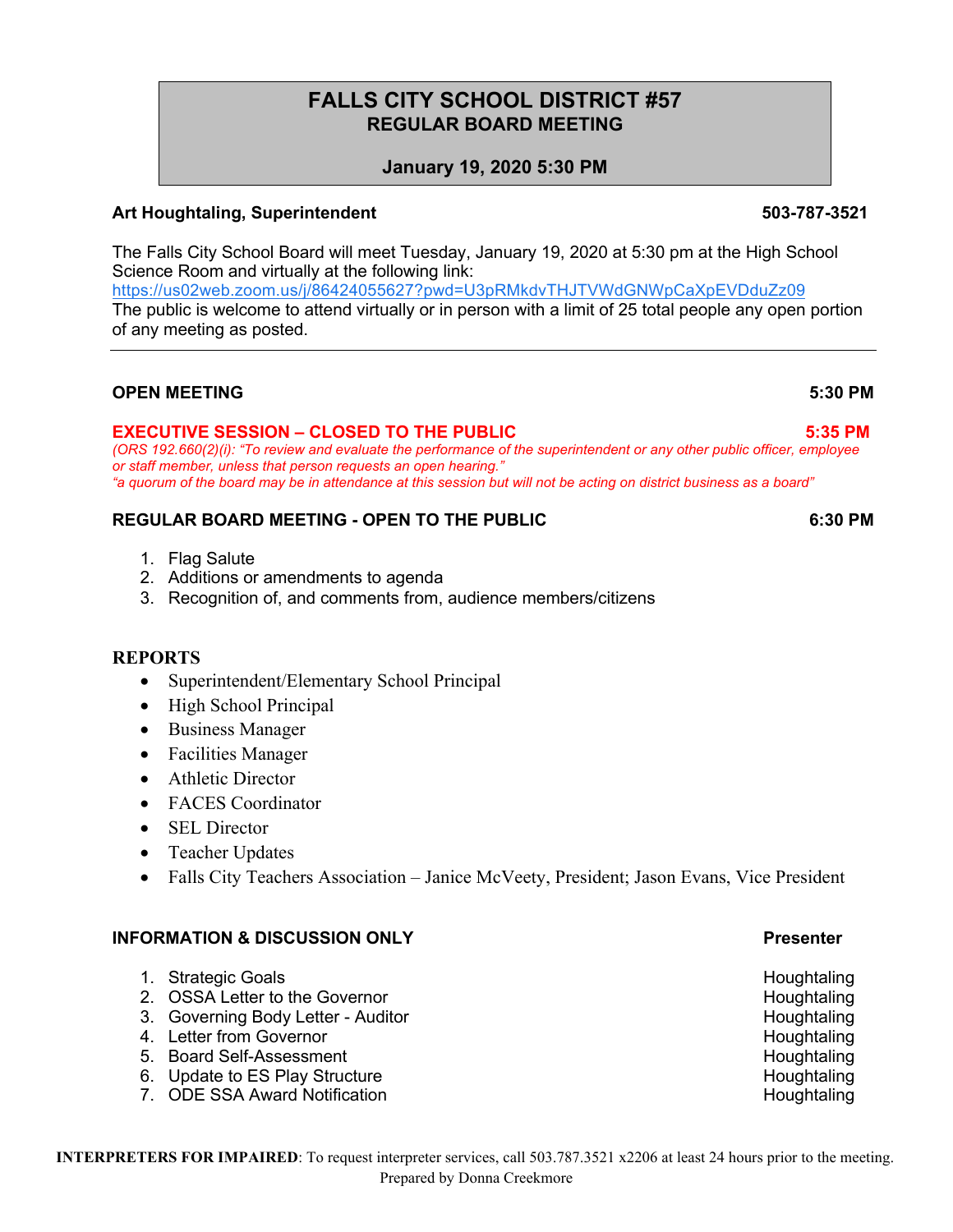# FALLS CITY SCHOOL DISTRICT #57

## REGULAR BOARD MEETING

**January 19, 2020 5:30 PM**

**Art Houghtaling, Superintendent** **503-787-3521**

The Falls City School Board will meet Tuesday, January 19, 2020 at 5:30 pm at the High School Science Room and virtually at the following link:
https://us02web.zoom.us/j/86424055627?pwd=U3pRMkdvTHJTVWdGNWpCaXpEVDduZz09
The public is welcome to attend virtually or in person with a limit of 25 total people any open portion of any meeting as posted.

---

**OPEN MEETING** **5:30 PM**

**EXECUTIVE SESSION – CLOSED TO THE PUBLIC** **5:35 PM**

*(ORS 192.660(2)(i): "To review and evaluate the performance of the superintendent or any other public officer, employee or staff member, unless that person requests an open hearing."*
*"a quorum of the board may be in attendance at this session but will not be acting on district business as a board"*

**REGULAR BOARD MEETING - OPEN TO THE PUBLIC** **6:30 PM**

1. Flag Salute
2. Additions or amendments to agenda
3. Recognition of, and comments from, audience members/citizens

**REPORTS**

- Superintendent/Elementary School Principal
- High School Principal
- Business Manager
- Facilities Manager
- Athletic Director
- FACES Coordinator
- SEL Director
- Teacher Updates
- Falls City Teachers Association – Janice McVeety, President; Jason Evans, Vice President

| **INFORMATION & DISCUSSION ONLY** | **Presenter** |
|---|---|
| 1. Strategic Goals | Houghtaling |
| 2. OSSA Letter to the Governor | Houghtaling |
| 3. Governing Body Letter - Auditor | Houghtaling |
| 4. Letter from Governor | Houghtaling |
| 5. Board Self-Assessment | Houghtaling |
| 6. Update to ES Play Structure | Houghtaling |
| 7. ODE SSA Award Notification | Houghtaling |

**INTERPRETERS FOR IMPAIRED**: To request interpreter services, call 503.787.3521 x2206 at least 24 hours prior to the meeting.
Prepared by Donna Creekmore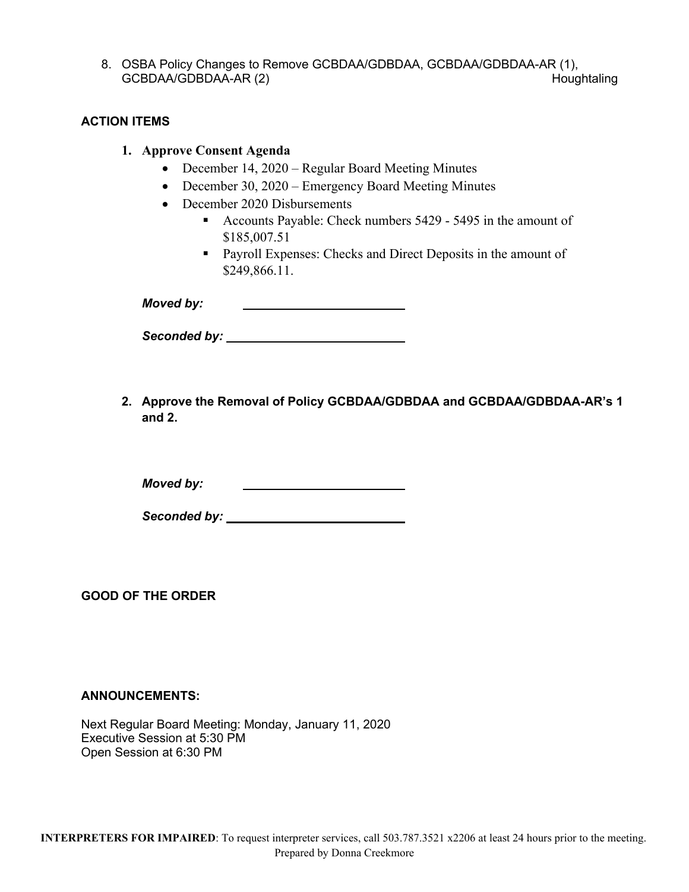8. OSBA Policy Changes to Remove GCBDAA/GDBDAA, GCBDAA/GDBDAA-AR (1), GCBDAA/GDBDAA-AR (2) Houghtaling

**ACTION ITEMS**

1. **Approve Consent Agenda**
   - December 14, 2020 – Regular Board Meeting Minutes
   - December 30, 2020 – Emergency Board Meeting Minutes
   - December 2020 Disbursements
     - Accounts Payable: Check numbers 5429 - 5495 in the amount of $185,007.51
     - Payroll Expenses: Checks and Direct Deposits in the amount of $249,866.11.

   ***Moved by:*** ________________________

   ***Seconded by:*** ________________________

2. **Approve the Removal of Policy GCBDAA/GDBDAA and GCBDAA/GDBDAA-AR's 1 and 2.**

   ***Moved by:*** ________________________

   ***Seconded by:*** ________________________

**GOOD OF THE ORDER**

**ANNOUNCEMENTS:**

Next Regular Board Meeting: Monday, January 11, 2020
Executive Session at 5:30 PM
Open Session at 6:30 PM

**INTERPRETERS FOR IMPAIRED**: To request interpreter services, call 503.787.3521 x2206 at least 24 hours prior to the meeting.
Prepared by Donna Creekmore